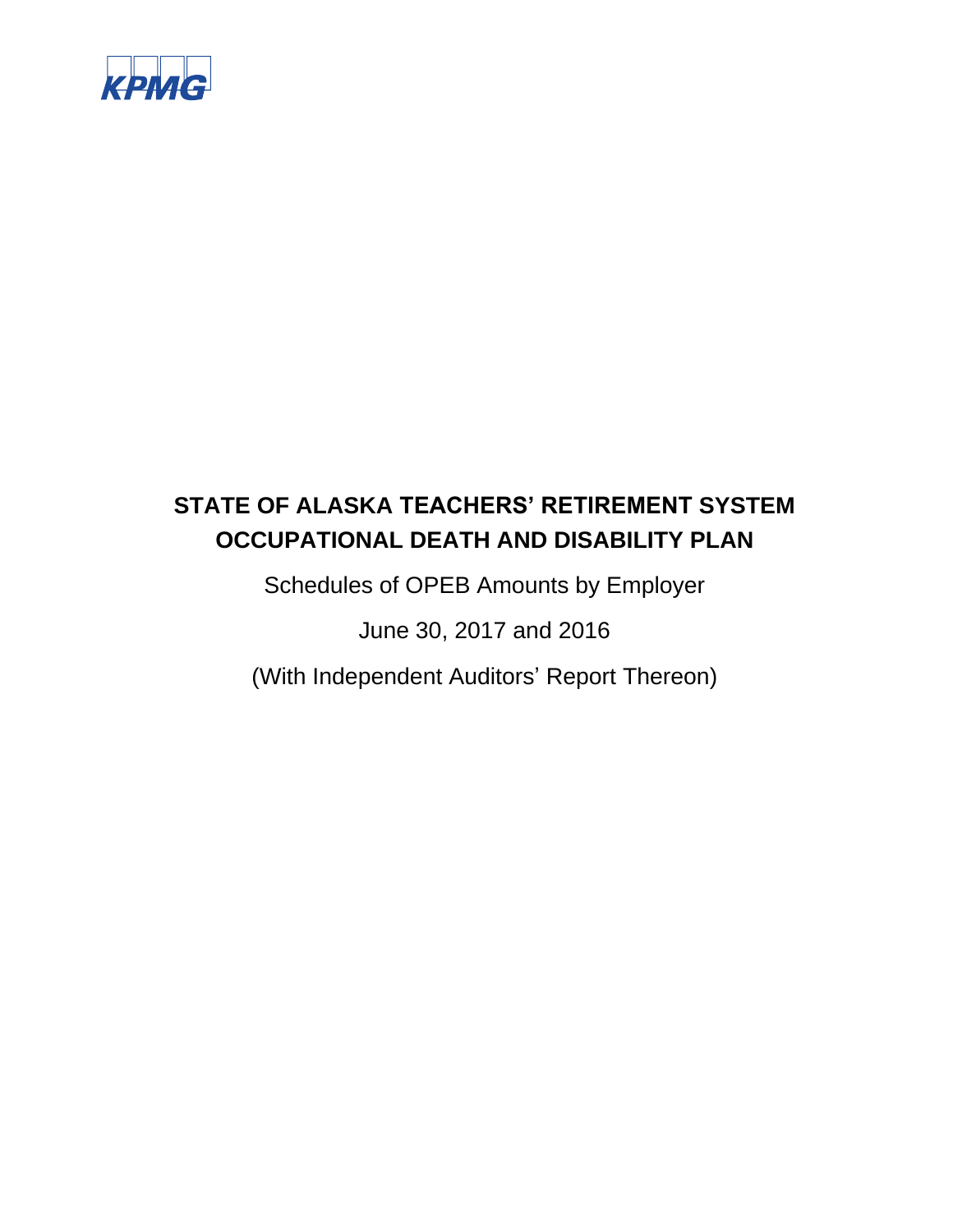KPMG

# STATE OF ALASKA TEACHERS' RETIREMENT SYSTEM OCCUPATIONAL DEATH AND DISABILITY PLAN

Schedules of OPEB Amounts by Employer

June 30, 2017 and 2016

(With Independent Auditors' Report Thereon)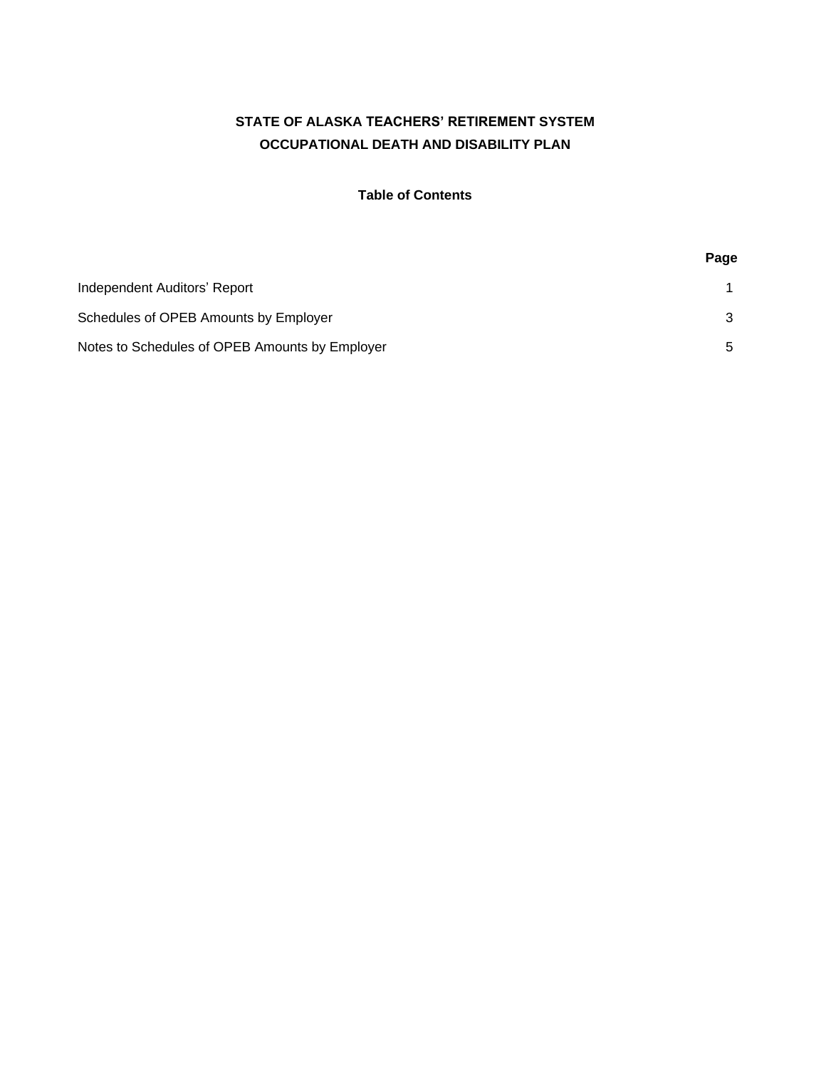# STATE OF ALASKA TEACHERS' RETIREMENT SYSTEM
# OCCUPATIONAL DEATH AND DISABILITY PLAN

## Table of Contents

| | Page |
|---|---|
| Independent Auditors' Report | 1 |
| Schedules of OPEB Amounts by Employer | 3 |
| Notes to Schedules of OPEB Amounts by Employer | 5 |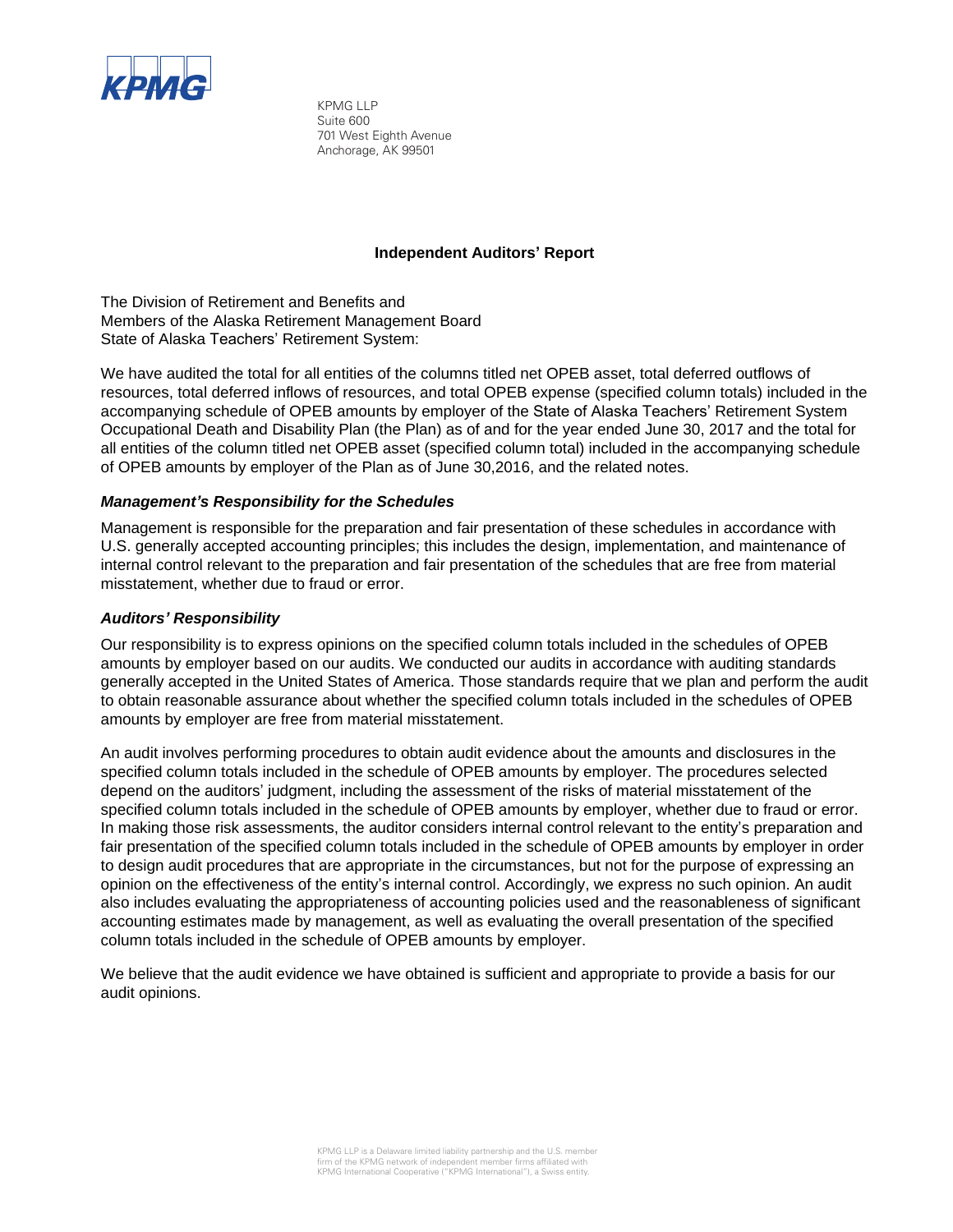KPMG LLP
Suite 600
701 West Eighth Avenue
Anchorage, AK 99501

## Independent Auditors' Report

The Division of Retirement and Benefits and
Members of the Alaska Retirement Management Board
State of Alaska Teachers' Retirement System:

We have audited the total for all entities of the columns titled net OPEB asset, total deferred outflows of resources, total deferred inflows of resources, and total OPEB expense (specified column totals) included in the accompanying schedule of OPEB amounts by employer of the State of Alaska Teachers' Retirement System Occupational Death and Disability Plan (the Plan) as of and for the year ended June 30, 2017 and the total for all entities of the column titled net OPEB asset (specified column total) included in the accompanying schedule of OPEB amounts by employer of the Plan as of June 30,2016, and the related notes.

### *Management's Responsibility for the Schedules*

Management is responsible for the preparation and fair presentation of these schedules in accordance with U.S. generally accepted accounting principles; this includes the design, implementation, and maintenance of internal control relevant to the preparation and fair presentation of the schedules that are free from material misstatement, whether due to fraud or error.

### *Auditors' Responsibility*

Our responsibility is to express opinions on the specified column totals included in the schedules of OPEB amounts by employer based on our audits. We conducted our audits in accordance with auditing standards generally accepted in the United States of America. Those standards require that we plan and perform the audit to obtain reasonable assurance about whether the specified column totals included in the schedules of OPEB amounts by employer are free from material misstatement.

An audit involves performing procedures to obtain audit evidence about the amounts and disclosures in the specified column totals included in the schedule of OPEB amounts by employer. The procedures selected depend on the auditors' judgment, including the assessment of the risks of material misstatement of the specified column totals included in the schedule of OPEB amounts by employer, whether due to fraud or error. In making those risk assessments, the auditor considers internal control relevant to the entity's preparation and fair presentation of the specified column totals included in the schedule of OPEB amounts by employer in order to design audit procedures that are appropriate in the circumstances, but not for the purpose of expressing an opinion on the effectiveness of the entity's internal control. Accordingly, we express no such opinion. An audit also includes evaluating the appropriateness of accounting policies used and the reasonableness of significant accounting estimates made by management, as well as evaluating the overall presentation of the specified column totals included in the schedule of OPEB amounts by employer.

We believe that the audit evidence we have obtained is sufficient and appropriate to provide a basis for our audit opinions.

KPMG LLP is a Delaware limited liability partnership and the U.S. member firm of the KPMG network of independent member firms affiliated with KPMG International Cooperative ("KPMG International"), a Swiss entity.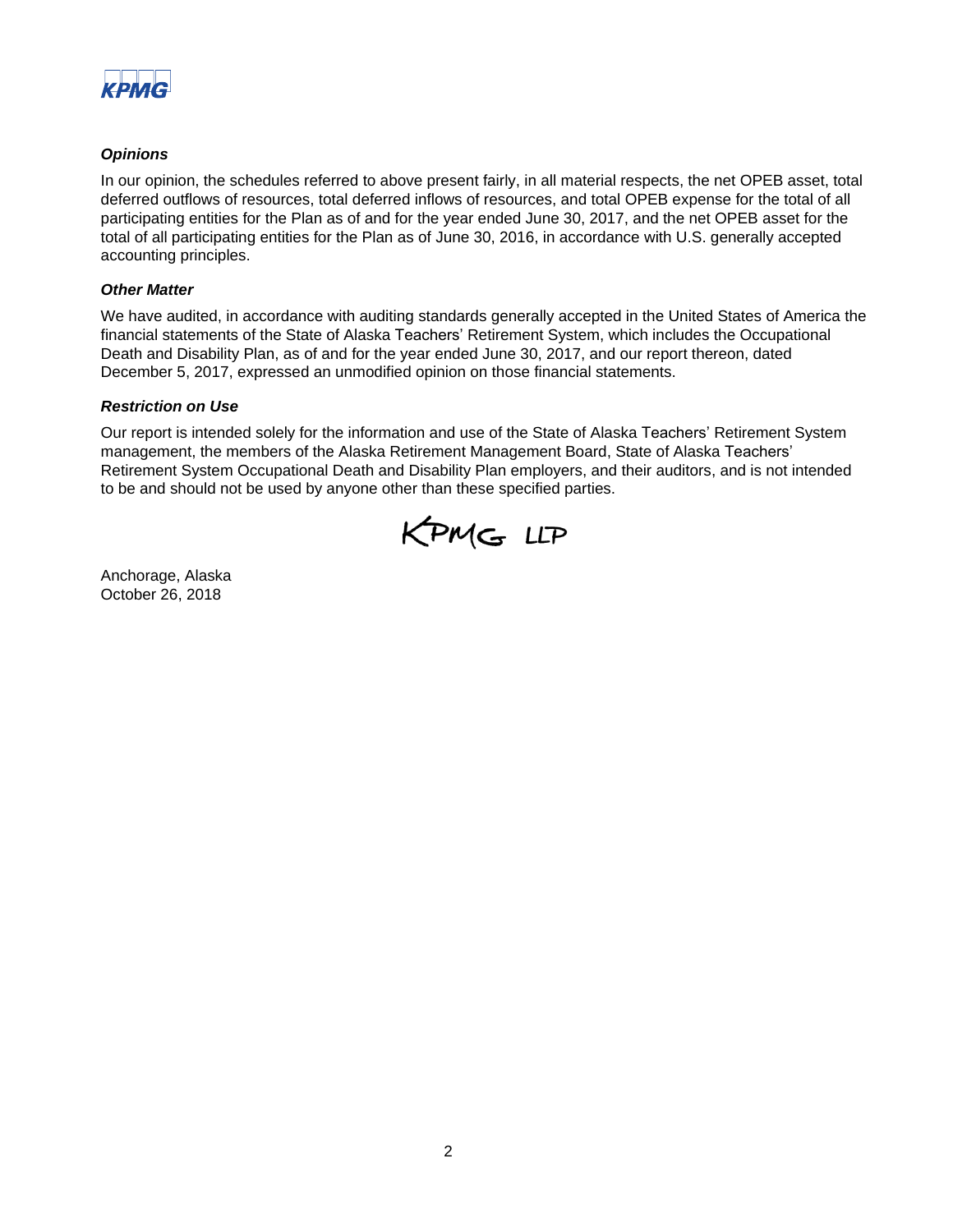KPMG

***Opinions***

In our opinion, the schedules referred to above present fairly, in all material respects, the net OPEB asset, total deferred outflows of resources, total deferred inflows of resources, and total OPEB expense for the total of all participating entities for the Plan as of and for the year ended June 30, 2017, and the net OPEB asset for the total of all participating entities for the Plan as of June 30, 2016, in accordance with U.S. generally accepted accounting principles.

***Other Matter***

We have audited, in accordance with auditing standards generally accepted in the United States of America the financial statements of the State of Alaska Teachers' Retirement System, which includes the Occupational Death and Disability Plan, as of and for the year ended June 30, 2017, and our report thereon, dated December 5, 2017, expressed an unmodified opinion on those financial statements.

***Restriction on Use***

Our report is intended solely for the information and use of the State of Alaska Teachers' Retirement System management, the members of the Alaska Retirement Management Board, State of Alaska Teachers' Retirement System Occupational Death and Disability Plan employers, and their auditors, and is not intended to be and should not be used by anyone other than these specified parties.

KPMG LLP

Anchorage, Alaska
October 26, 2018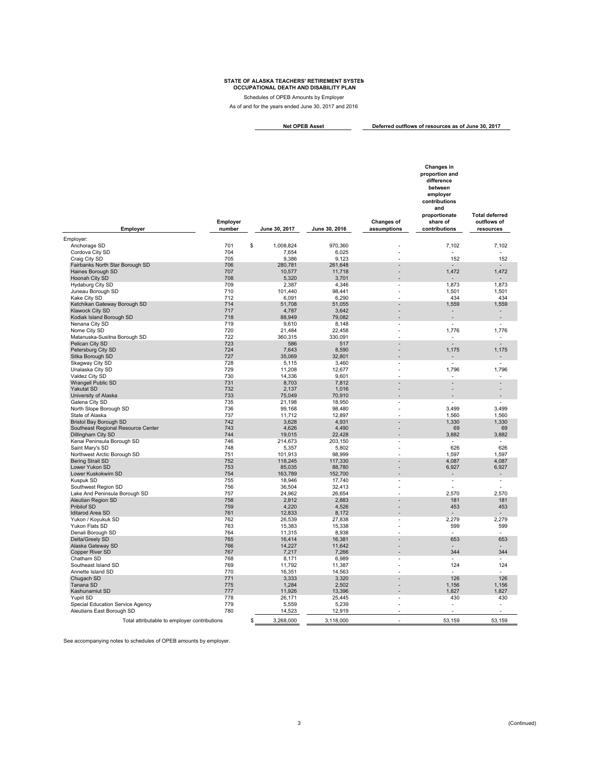**STATE OF ALASKA TEACHERS' RETIREMENT SYSTEM**
**OCCUPATIONAL DEATH AND DISABILITY PLAN**

Schedules of OPEB Amounts by Employer

As of and for the years ended June 30, 2017 and 2016

| Employer | Employer number | Net OPEB Asset | | Deferred outflows of resources as of June 30, 2017 | | |
|---|---|---|---|---|---|---|
| | | June 30, 2017 | June 30, 2016 | Changes of assumptions | Changes in proportion and difference between employer contributions and proportionate share of contributions | Total deferred outflows of resources |
| Employer: | | | | | | |
| Anchorage SD | 701 | $ 1,008,824 | 970,360 | - | 7,102 | 7,102 |
| Cordova City SD | 704 | 7,654 | 6,025 | - | - | - |
| Craig City SD | 705 | 9,386 | 9,123 | - | 152 | 152 |
| Fairbanks North Star Borough SD | 706 | 280,781 | 261,648 | - | - | - |
| Haines Borough SD | 707 | 10,577 | 11,718 | - | 1,472 | 1,472 |
| Hoonah City SD | 708 | 5,320 | 3,701 | - | - | - |
| Hydaburg City SD | 709 | 2,387 | 4,346 | - | 1,873 | 1,873 |
| Juneau Borough SD | 710 | 101,440 | 98,441 | - | 1,501 | 1,501 |
| Kake City SD | 712 | 6,091 | 6,290 | - | 434 | 434 |
| Ketchikan Gateway Borough SD | 714 | 51,708 | 51,055 | - | 1,559 | 1,559 |
| Klawock City SD | 717 | 4,787 | 3,642 | - | - | - |
| Kodiak Island Borough SD | 718 | 88,949 | 79,082 | - | - | - |
| Nenana City SD | 719 | 9,610 | 8,148 | - | - | - |
| Nome City SD | 720 | 21,484 | 22,458 | - | 1,776 | 1,776 |
| Matanuska-Susitna Borough SD | 722 | 360,315 | 330,091 | - | - | - |
| Pelican City SD | 723 | 586 | 517 | - | - | - |
| Petersburg City SD | 724 | 7,643 | 8,590 | - | 1,175 | 1,175 |
| Sitka Borough SD | 727 | 35,069 | 32,801 | - | - | - |
| Skagway City SD | 728 | 5,115 | 3,460 | - | - | - |
| Unalaska City SD | 729 | 11,208 | 12,677 | - | 1,796 | 1,796 |
| Valdez City SD | 730 | 14,336 | 9,601 | - | - | - |
| Wrangell Public SD | 731 | 8,703 | 7,812 | - | - | - |
| Yakutat SD | 732 | 2,137 | 1,016 | - | - | - |
| University of Alaska | 733 | 75,049 | 70,910 | - | - | - |
| Galena City SD | 735 | 21,198 | 18,950 | - | - | - |
| North Slope Borough SD | 736 | 99,168 | 98,480 | - | 3,499 | 3,499 |
| State of Alaska | 737 | 11,712 | 12,897 | - | 1,560 | 1,560 |
| Bristol Bay Borough SD | 742 | 3,628 | 4,931 | - | 1,330 | 1,330 |
| Southeast Regional Resource Center | 743 | 4,626 | 4,490 | - | 69 | 69 |
| Dillingham City SD | 744 | 19,015 | 22,428 | - | 3,882 | 3,882 |
| Kenai Peninsula Borough SD | 746 | 214,673 | 203,150 | - | - | - |
| Saint Mary's SD | 748 | 5,357 | 5,802 | - | 626 | 626 |
| Northwest Arctic Borough SD | 751 | 101,913 | 98,999 | - | 1,597 | 1,597 |
| Bering Strait SD | 752 | 118,245 | 117,330 | - | 4,087 | 4,087 |
| Lower Yukon SD | 753 | 85,035 | 88,780 | - | 6,927 | 6,927 |
| Lower Kuskokwim SD | 754 | 163,789 | 152,700 | - | - | - |
| Kuspuk SD | 755 | 18,946 | 17,740 | - | - | - |
| Southwest Region SD | 756 | 36,504 | 32,413 | - | - | - |
| Lake And Peninsula Borough SD | 757 | 24,962 | 26,654 | - | 2,570 | 2,570 |
| Aleutian Region SD | 758 | 2,812 | 2,883 | - | 181 | 181 |
| Pribilof SD | 759 | 4,220 | 4,526 | - | 453 | 453 |
| Iditarod Area SD | 761 | 12,833 | 8,172 | - | - | - |
| Yukon / Koyukuk SD | 762 | 26,539 | 27,838 | - | 2,279 | 2,279 |
| Yukon Flats SD | 763 | 15,383 | 15,338 | - | 599 | 599 |
| Denali Borough SD | 764 | 11,315 | 8,938 | - | - | - |
| Delta/Greely SD | 765 | 16,414 | 16,381 | - | 653 | 653 |
| Alaska Gateway SD | 766 | 14,227 | 11,642 | - | - | - |
| Copper River SD | 767 | 7,217 | 7,266 | - | 344 | 344 |
| Chatham SD | 768 | 8,171 | 6,989 | - | - | - |
| Southeast Island SD | 769 | 11,792 | 11,387 | - | 124 | 124 |
| Annette Island SD | 770 | 16,351 | 14,563 | - | - | - |
| Chugach SD | 771 | 3,333 | 3,320 | - | 126 | 126 |
| Tanana SD | 775 | 1,284 | 2,502 | - | 1,156 | 1,156 |
| Kashunamiut SD | 777 | 11,926 | 13,396 | - | 1,827 | 1,827 |
| Yupiit SD | 778 | 26,171 | 25,445 | - | 430 | 430 |
| Special Education Service Agency | 779 | 5,559 | 5,239 | - | - | - |
| Aleutians East Borough SD | 780 | 14,523 | 12,919 | - | - | - |
| Total attributable to employer contributions | | $ 3,268,000 | 3,118,000 | - | 53,159 | 53,159 |

See accompanying notes to schedules of OPEB amounts by employer.

(Continued)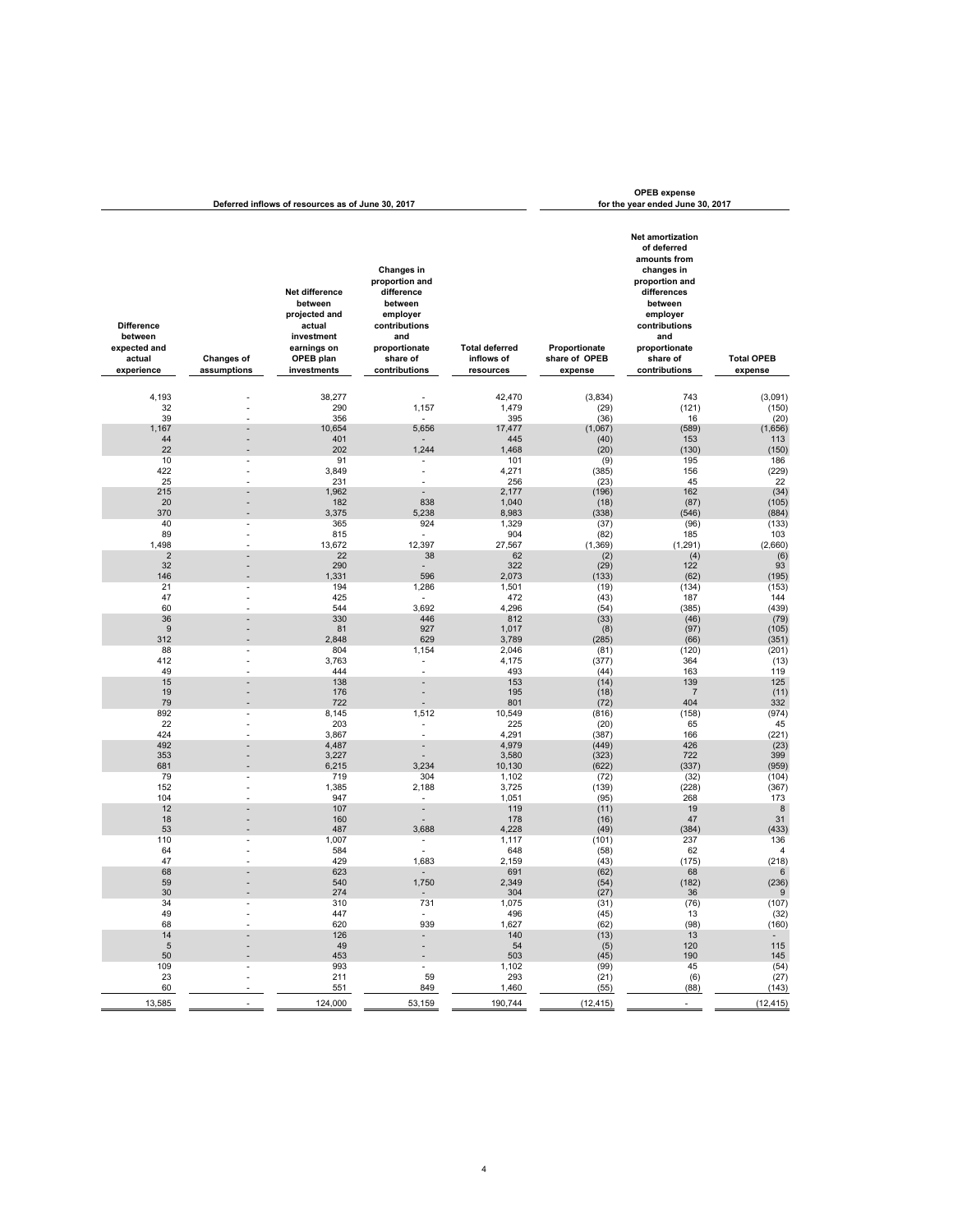| Deferred inflows of resources as of June 30, 2017 | | | | | OPEB expense for the year ended June 30, 2017 | | |
|---|---|---|---|---|---|---|---|
| Difference between expected and actual experience | Changes of assumptions | Net difference between projected and actual investment earnings on OPEB plan investments | Changes in proportion and difference between employer contributions and proportionate share of contributions | Total deferred inflows of resources | Proportionate share of OPEB expense | Net amortization of deferred amounts from changes in proportion and differences between employer contributions and proportionate share of contributions | Total OPEB expense |
| 4,193 | - | 38,277 | - | 42,470 | (3,834) | 743 | (3,091) |
| 32 | - | 290 | 1,157 | 1,479 | (29) | (121) | (150) |
| 39 | - | 356 | - | 395 | (36) | 16 | (20) |
| 1,167 | - | 10,654 | 5,656 | 17,477 | (1,067) | (589) | (1,656) |
| 44 | - | 401 | - | 445 | (40) | 153 | 113 |
| 22 | - | 202 | 1,244 | 1,468 | (20) | (130) | (150) |
| 10 | - | 91 | - | 101 | (9) | 195 | 186 |
| 422 | - | 3,849 | - | 4,271 | (385) | 156 | (229) |
| 25 | - | 231 | - | 256 | (23) | 45 | 22 |
| 215 | - | 1,962 | - | 2,177 | (196) | 162 | (34) |
| 20 | - | 182 | 838 | 1,040 | (18) | (87) | (105) |
| 370 | - | 3,375 | 5,238 | 8,983 | (338) | (546) | (884) |
| 40 | - | 365 | 924 | 1,329 | (37) | (96) | (133) |
| 89 | - | 815 | - | 904 | (82) | 185 | 103 |
| 1,498 | - | 13,672 | 12,397 | 27,567 | (1,369) | (1,291) | (2,660) |
| 2 | - | 22 | 38 | 62 | (2) | (4) | (6) |
| 32 | - | 290 | - | 322 | (29) | 122 | 93 |
| 146 | - | 1,331 | 596 | 2,073 | (133) | (62) | (195) |
| 21 | - | 194 | 1,286 | 1,501 | (19) | (134) | (153) |
| 47 | - | 425 | - | 472 | (43) | 187 | 144 |
| 60 | - | 544 | 3,692 | 4,296 | (54) | (385) | (439) |
| 36 | - | 330 | 446 | 812 | (33) | (46) | (79) |
| 9 | - | 81 | 927 | 1,017 | (8) | (97) | (105) |
| 312 | - | 2,848 | 629 | 3,789 | (285) | (66) | (351) |
| 88 | - | 804 | 1,154 | 2,046 | (81) | (120) | (201) |
| 412 | - | 3,763 | - | 4,175 | (377) | 364 | (13) |
| 49 | - | 444 | - | 493 | (44) | 163 | 119 |
| 15 | - | 138 | - | 153 | (14) | 139 | 125 |
| 19 | - | 176 | - | 195 | (18) | 7 | (11) |
| 79 | - | 722 | - | 801 | (72) | 404 | 332 |
| 892 | - | 8,145 | 1,512 | 10,549 | (816) | (158) | (974) |
| 22 | - | 203 | - | 225 | (20) | 65 | 45 |
| 424 | - | 3,867 | - | 4,291 | (387) | 166 | (221) |
| 492 | - | 4,487 | - | 4,979 | (449) | 426 | (23) |
| 353 | - | 3,227 | - | 3,580 | (323) | 722 | 399 |
| 681 | - | 6,215 | 3,234 | 10,130 | (622) | (337) | (959) |
| 79 | - | 719 | 304 | 1,102 | (72) | (32) | (104) |
| 152 | - | 1,385 | 2,188 | 3,725 | (139) | (228) | (367) |
| 104 | - | 947 | - | 1,051 | (95) | 268 | 173 |
| 12 | - | 107 | - | 119 | (11) | 19 | 8 |
| 18 | - | 160 | - | 178 | (16) | 47 | 31 |
| 53 | - | 487 | 3,688 | 4,228 | (49) | (384) | (433) |
| 110 | - | 1,007 | - | 1,117 | (101) | 237 | 136 |
| 64 | - | 584 | - | 648 | (58) | 62 | 4 |
| 47 | - | 429 | 1,683 | 2,159 | (43) | (175) | (218) |
| 68 | - | 623 | - | 691 | (62) | 68 | 6 |
| 59 | - | 540 | 1,750 | 2,349 | (54) | (182) | (236) |
| 30 | - | 274 | - | 304 | (27) | 36 | 9 |
| 34 | - | 310 | 731 | 1,075 | (31) | (76) | (107) |
| 49 | - | 447 | - | 496 | (45) | 13 | (32) |
| 68 | - | 620 | 939 | 1,627 | (62) | (98) | (160) |
| 14 | - | 126 | - | 140 | (13) | 13 | - |
| 5 | - | 49 | - | 54 | (5) | 120 | 115 |
| 50 | - | 453 | - | 503 | (45) | 190 | 145 |
| 109 | - | 993 | - | 1,102 | (99) | 45 | (54) |
| 23 | - | 211 | 59 | 293 | (21) | (6) | (27) |
| 60 | - | 551 | 849 | 1,460 | (55) | (88) | (143) |
| 13,585 | - | 124,000 | 53,159 | 190,744 | (12,415) | - | (12,415) |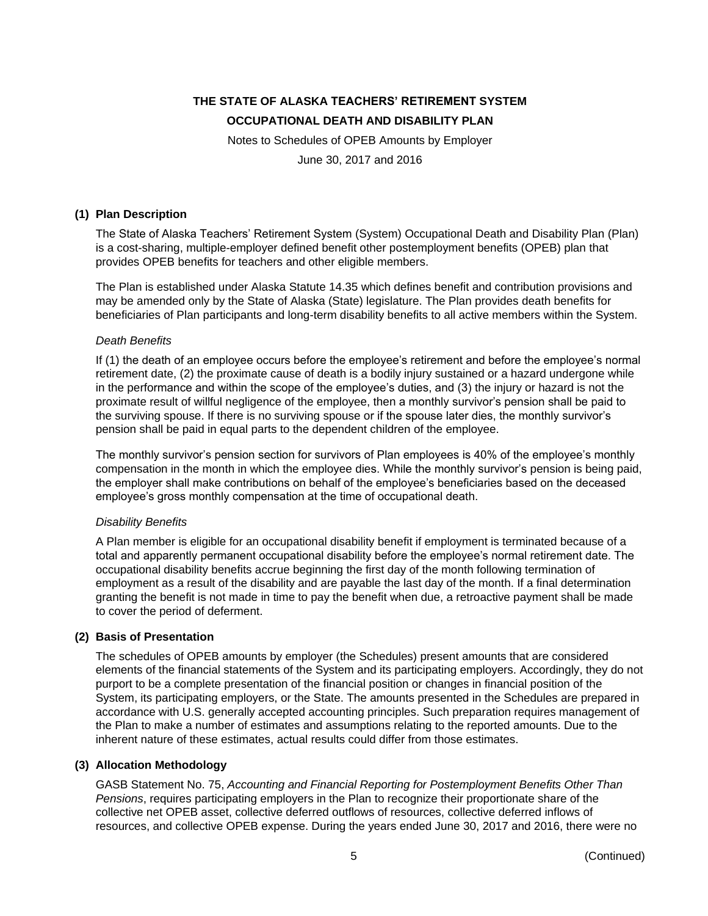# THE STATE OF ALASKA TEACHERS' RETIREMENT SYSTEM
# OCCUPATIONAL DEATH AND DISABILITY PLAN

Notes to Schedules of OPEB Amounts by Employer

June 30, 2017 and 2016

## (1) Plan Description

The State of Alaska Teachers' Retirement System (System) Occupational Death and Disability Plan (Plan) is a cost-sharing, multiple-employer defined benefit other postemployment benefits (OPEB) plan that provides OPEB benefits for teachers and other eligible members.

The Plan is established under Alaska Statute 14.35 which defines benefit and contribution provisions and may be amended only by the State of Alaska (State) legislature. The Plan provides death benefits for beneficiaries of Plan participants and long-term disability benefits to all active members within the System.

*Death Benefits*

If (1) the death of an employee occurs before the employee's retirement and before the employee's normal retirement date, (2) the proximate cause of death is a bodily injury sustained or a hazard undergone while in the performance and within the scope of the employee's duties, and (3) the injury or hazard is not the proximate result of willful negligence of the employee, then a monthly survivor's pension shall be paid to the surviving spouse. If there is no surviving spouse or if the spouse later dies, the monthly survivor's pension shall be paid in equal parts to the dependent children of the employee.

The monthly survivor's pension section for survivors of Plan employees is 40% of the employee's monthly compensation in the month in which the employee dies. While the monthly survivor's pension is being paid, the employer shall make contributions on behalf of the employee's beneficiaries based on the deceased employee's gross monthly compensation at the time of occupational death.

*Disability Benefits*

A Plan member is eligible for an occupational disability benefit if employment is terminated because of a total and apparently permanent occupational disability before the employee's normal retirement date. The occupational disability benefits accrue beginning the first day of the month following termination of employment as a result of the disability and are payable the last day of the month. If a final determination granting the benefit is not made in time to pay the benefit when due, a retroactive payment shall be made to cover the period of deferment.

## (2) Basis of Presentation

The schedules of OPEB amounts by employer (the Schedules) present amounts that are considered elements of the financial statements of the System and its participating employers. Accordingly, they do not purport to be a complete presentation of the financial position or changes in financial position of the System, its participating employers, or the State. The amounts presented in the Schedules are prepared in accordance with U.S. generally accepted accounting principles. Such preparation requires management of the Plan to make a number of estimates and assumptions relating to the reported amounts. Due to the inherent nature of these estimates, actual results could differ from those estimates.

## (3) Allocation Methodology

GASB Statement No. 75, *Accounting and Financial Reporting for Postemployment Benefits Other Than Pensions*, requires participating employers in the Plan to recognize their proportionate share of the collective net OPEB asset, collective deferred outflows of resources, collective deferred inflows of resources, and collective OPEB expense. During the years ended June 30, 2017 and 2016, there were no

(Continued)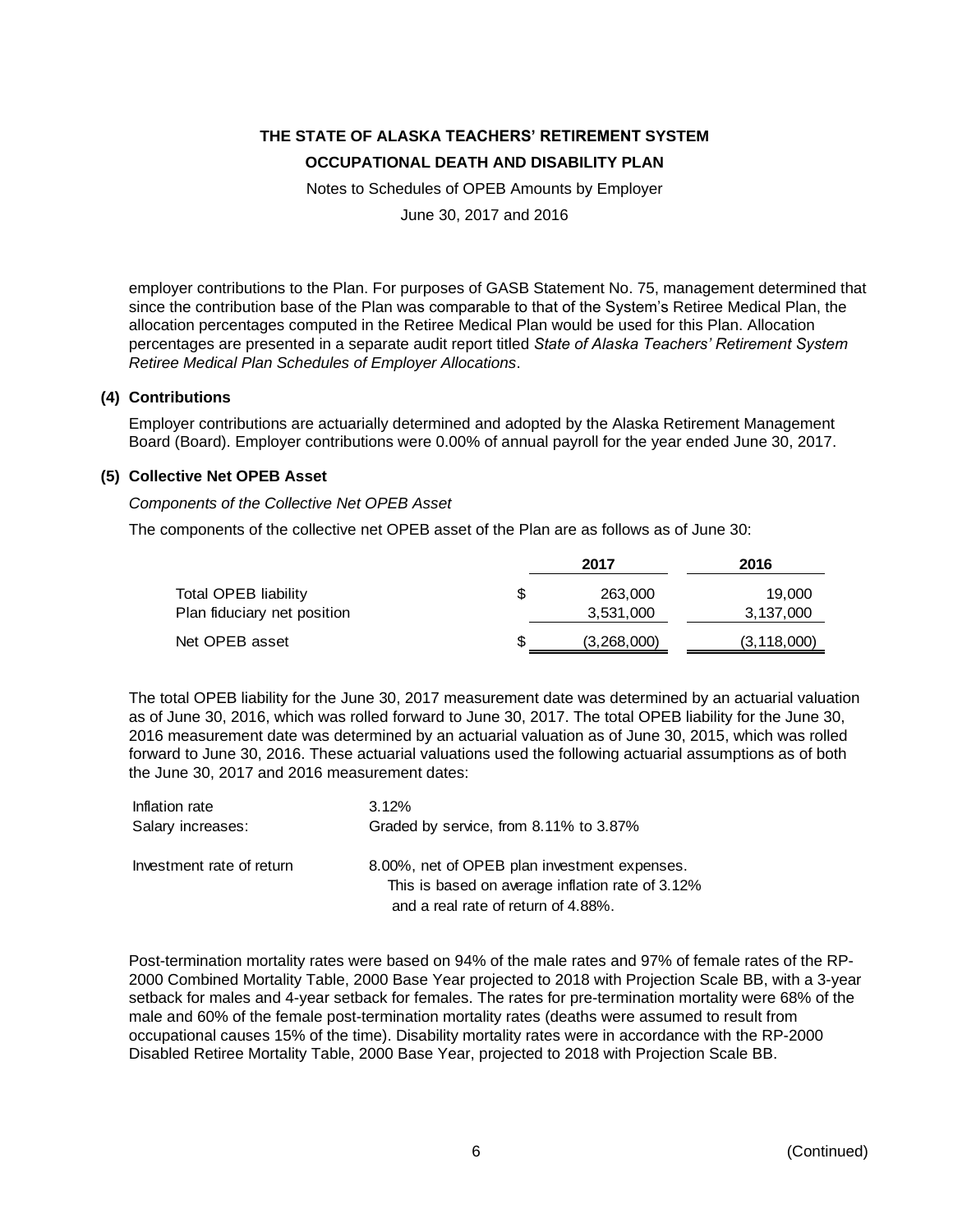employer contributions to the Plan. For purposes of GASB Statement No. 75, management determined that since the contribution base of the Plan was comparable to that of the System's Retiree Medical Plan, the allocation percentages computed in the Retiree Medical Plan would be used for this Plan. Allocation percentages are presented in a separate audit report titled *State of Alaska Teachers' Retirement System Retiree Medical Plan Schedules of Employer Allocations*.

### (4) Contributions

Employer contributions are actuarially determined and adopted by the Alaska Retirement Management Board (Board). Employer contributions were 0.00% of annual payroll for the year ended June 30, 2017.

### (5) Collective Net OPEB Asset

*Components of the Collective Net OPEB Asset*

The components of the collective net OPEB asset of the Plan are as follows as of June 30:

| | 2017 | 2016 |
|---|---|---|
| Total OPEB liability | $ 263,000 | 19,000 |
| Plan fiduciary net position | 3,531,000 | 3,137,000 |
| Net OPEB asset | $ (3,268,000) | (3,118,000) |

The total OPEB liability for the June 30, 2017 measurement date was determined by an actuarial valuation as of June 30, 2016, which was rolled forward to June 30, 2017. The total OPEB liability for the June 30, 2016 measurement date was determined by an actuarial valuation as of June 30, 2015, which was rolled forward to June 30, 2016. These actuarial valuations used the following actuarial assumptions as of both the June 30, 2017 and 2016 measurement dates:

| | |
|---|---|
| Inflation rate | 3.12% |
| Salary increases: | Graded by service, from 8.11% to 3.87% |
| Investment rate of return | 8.00%, net of OPEB plan investment expenses. This is based on average inflation rate of 3.12% and a real rate of return of 4.88%. |

Post-termination mortality rates were based on 94% of the male rates and 97% of female rates of the RP-2000 Combined Mortality Table, 2000 Base Year projected to 2018 with Projection Scale BB, with a 3-year setback for males and 4-year setback for females. The rates for pre-termination mortality were 68% of the male and 60% of the female post-termination mortality rates (deaths were assumed to result from occupational causes 15% of the time). Disability mortality rates were in accordance with the RP-2000 Disabled Retiree Mortality Table, 2000 Base Year, projected to 2018 with Projection Scale BB.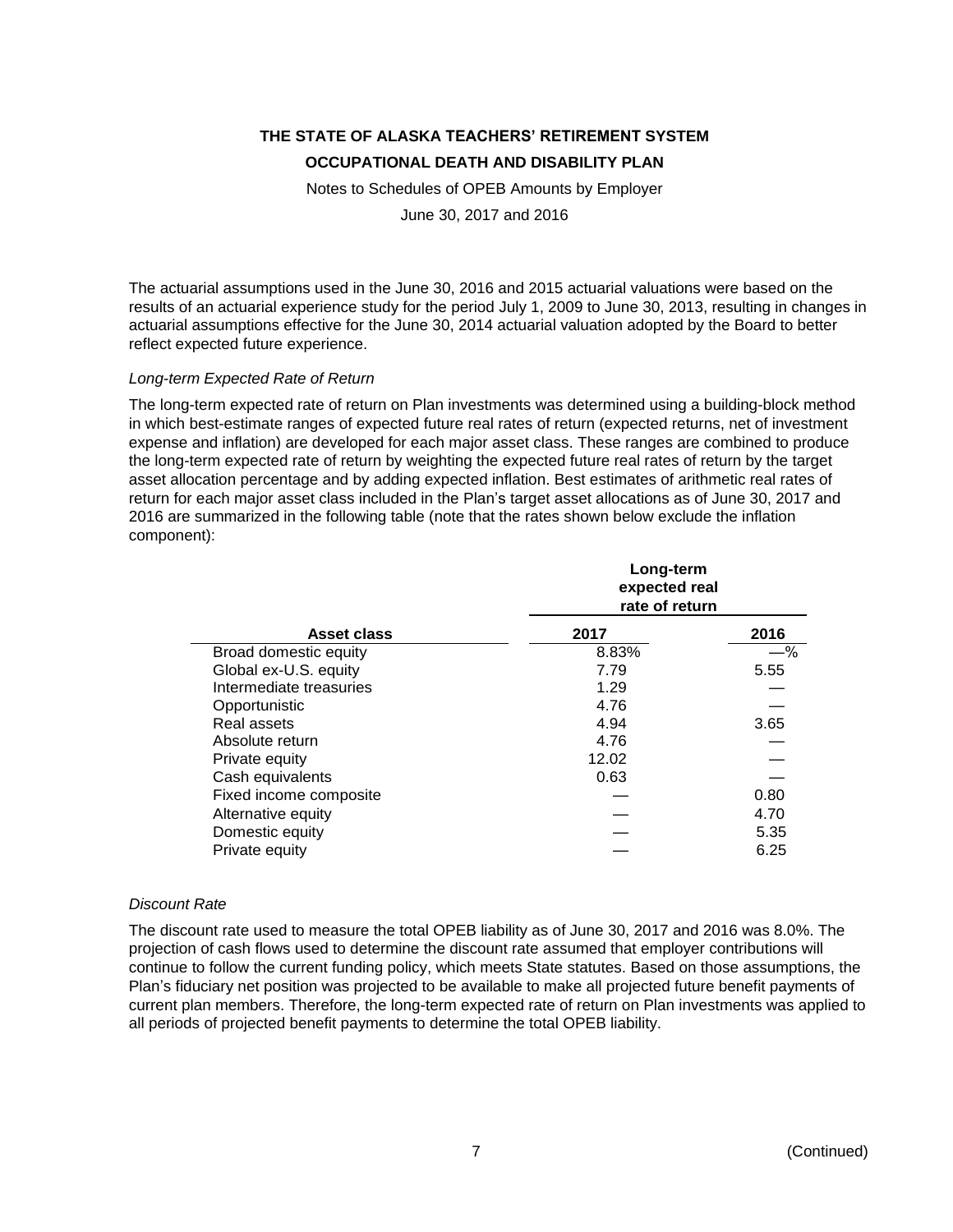# THE STATE OF ALASKA TEACHERS' RETIREMENT SYSTEM

## OCCUPATIONAL DEATH AND DISABILITY PLAN

Notes to Schedules of OPEB Amounts by Employer

June 30, 2017 and 2016

The actuarial assumptions used in the June 30, 2016 and 2015 actuarial valuations were based on the results of an actuarial experience study for the period July 1, 2009 to June 30, 2013, resulting in changes in actuarial assumptions effective for the June 30, 2014 actuarial valuation adopted by the Board to better reflect expected future experience.

*Long-term Expected Rate of Return*

The long-term expected rate of return on Plan investments was determined using a building-block method in which best-estimate ranges of expected future real rates of return (expected returns, net of investment expense and inflation) are developed for each major asset class. These ranges are combined to produce the long-term expected rate of return by weighting the expected future real rates of return by the target asset allocation percentage and by adding expected inflation. Best estimates of arithmetic real rates of return for each major asset class included in the Plan's target asset allocations as of June 30, 2017 and 2016 are summarized in the following table (note that the rates shown below exclude the inflation component):

| | Long-term expected real rate of return | |
|---|---|---|
| **Asset class** | **2017** | **2016** |
| Broad domestic equity | 8.83% | —% |
| Global ex-U.S. equity | 7.79 | 5.55 |
| Intermediate treasuries | 1.29 | — |
| Opportunistic | 4.76 | — |
| Real assets | 4.94 | 3.65 |
| Absolute return | 4.76 | — |
| Private equity | 12.02 | — |
| Cash equivalents | 0.63 | — |
| Fixed income composite | — | 0.80 |
| Alternative equity | — | 4.70 |
| Domestic equity | — | 5.35 |
| Private equity | — | 6.25 |

*Discount Rate*

The discount rate used to measure the total OPEB liability as of June 30, 2017 and 2016 was 8.0%. The projection of cash flows used to determine the discount rate assumed that employer contributions will continue to follow the current funding policy, which meets State statutes. Based on those assumptions, the Plan's fiduciary net position was projected to be available to make all projected future benefit payments of current plan members. Therefore, the long-term expected rate of return on Plan investments was applied to all periods of projected benefit payments to determine the total OPEB liability.

(Continued)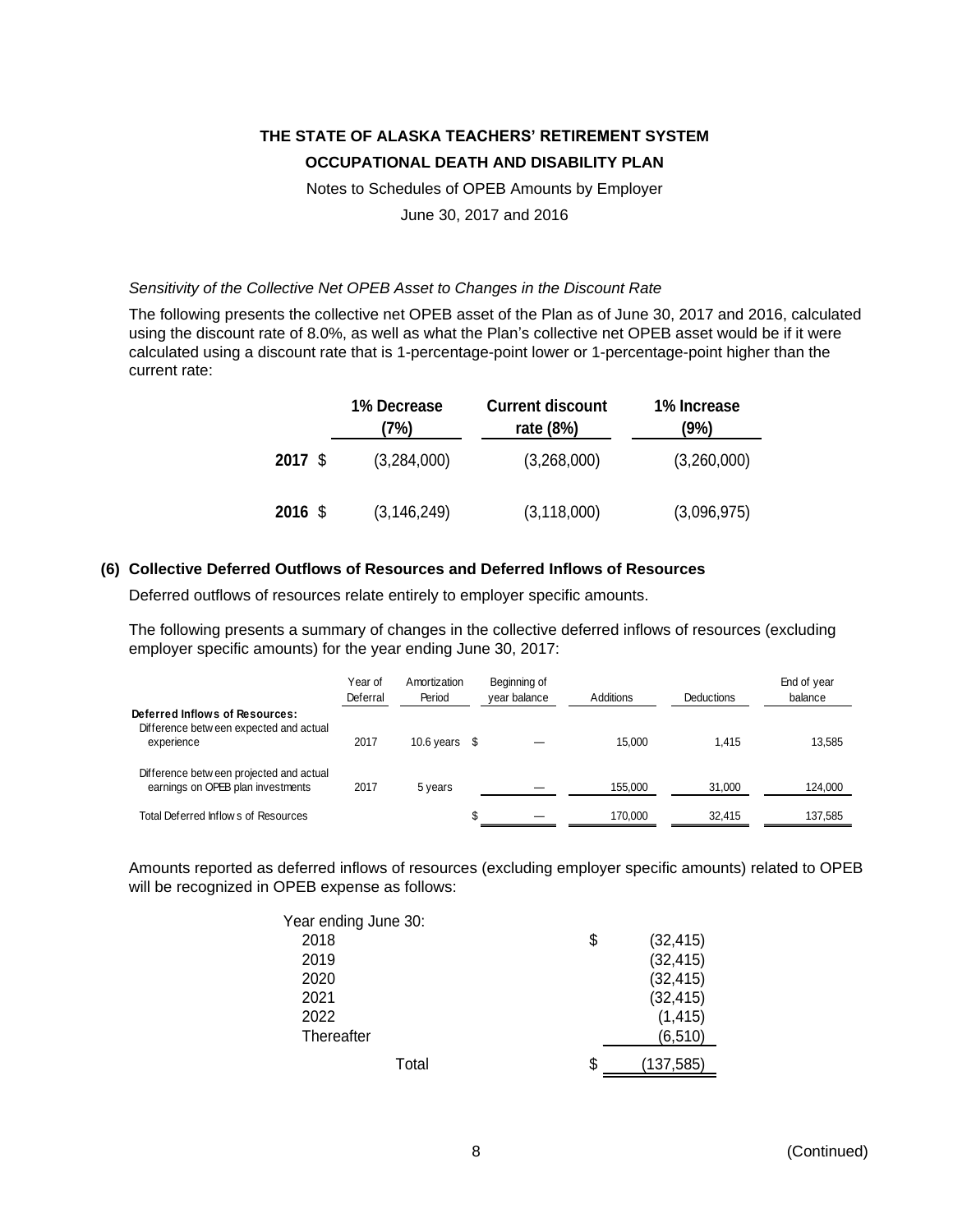*Sensitivity of the Collective Net OPEB Asset to Changes in the Discount Rate*

The following presents the collective net OPEB asset of the Plan as of June 30, 2017 and 2016, calculated using the discount rate of 8.0%, as well as what the Plan's collective net OPEB asset would be if it were calculated using a discount rate that is 1-percentage-point lower or 1-percentage-point higher than the current rate:

| | 1% Decrease (7%) | Current discount rate (8%) | 1% Increase (9%) |
|---|---|---|---|
| **2017** | $ (3,284,000) | (3,268,000) | (3,260,000) |
| **2016** | $ (3,146,249) | (3,118,000) | (3,096,975) |

## (6) Collective Deferred Outflows of Resources and Deferred Inflows of Resources

Deferred outflows of resources relate entirely to employer specific amounts.

The following presents a summary of changes in the collective deferred inflows of resources (excluding employer specific amounts) for the year ending June 30, 2017:

| | Year of Deferral | Amortization Period | Beginning of year balance | Additions | Deductions | End of year balance |
|---|---|---|---|---|---|---|
| **Deferred Inflows of Resources:** | | | | | | |
| Difference between expected and actual experience | 2017 | 10.6 years | $ — | 15,000 | 1,415 | 13,585 |
| Difference between projected and actual earnings on OPEB plan investments | 2017 | 5 years | — | 155,000 | 31,000 | 124,000 |
| Total Deferred Inflows of Resources | | | $ — | 170,000 | 32,415 | 137,585 |

Amounts reported as deferred inflows of resources (excluding employer specific amounts) related to OPEB will be recognized in OPEB expense as follows:

| Year ending June 30: | |
|---|---|
| 2018 | $ (32,415) |
| 2019 | (32,415) |
| 2020 | (32,415) |
| 2021 | (32,415) |
| 2022 | (1,415) |
| Thereafter | (6,510) |
| Total | $ (137,585) |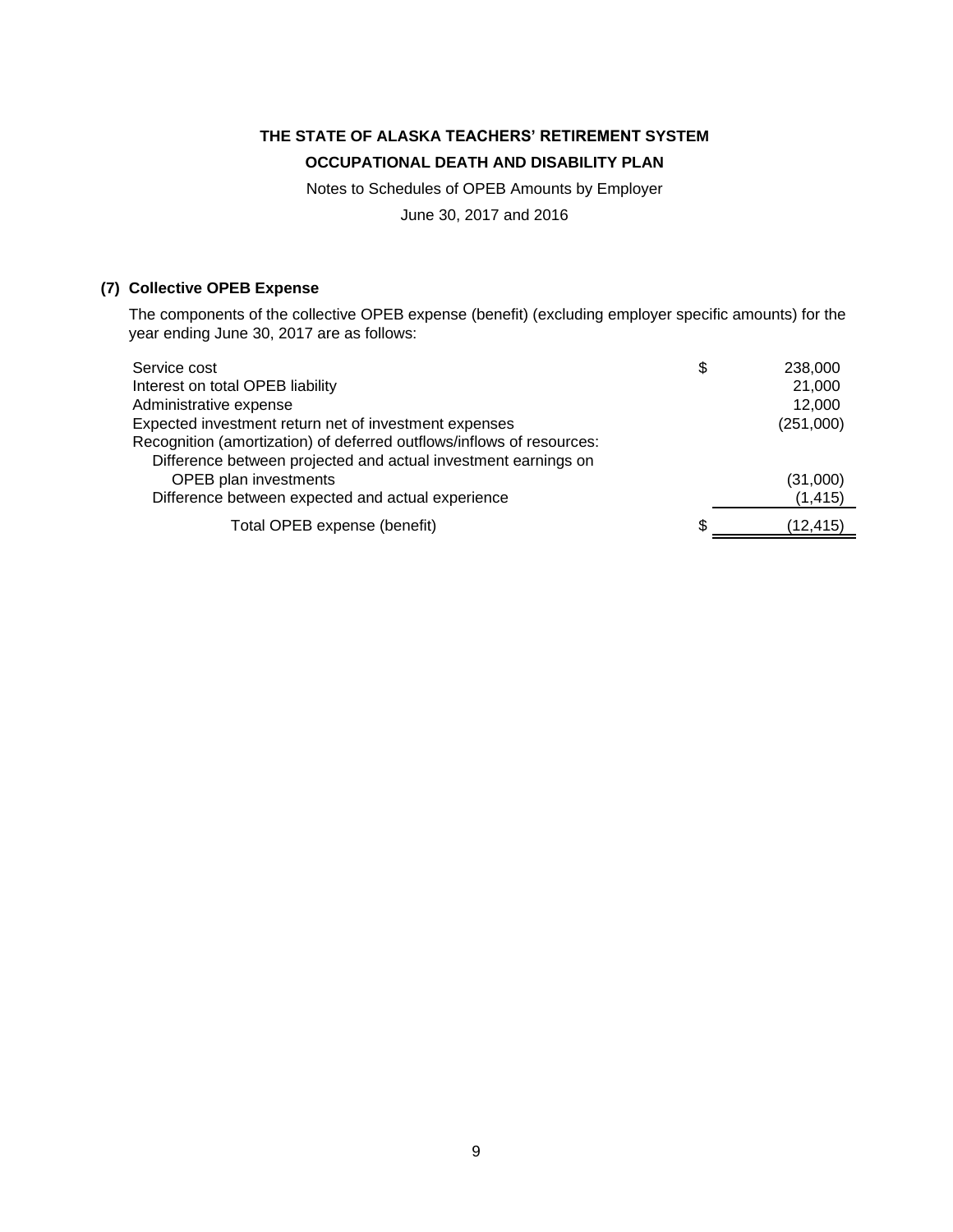# THE STATE OF ALASKA TEACHERS' RETIREMENT SYSTEM

## OCCUPATIONAL DEATH AND DISABILITY PLAN

Notes to Schedules of OPEB Amounts by Employer

June 30, 2017 and 2016

### (7) Collective OPEB Expense

The components of the collective OPEB expense (benefit) (excluding employer specific amounts) for the year ending June 30, 2017 are as follows:

| | | |
|---|---|---|
| Service cost | $ | 238,000 |
| Interest on total OPEB liability | | 21,000 |
| Administrative expense | | 12,000 |
| Expected investment return net of investment expenses | | (251,000) |
| Recognition (amortization) of deferred outflows/inflows of resources: | | |
| Difference between projected and actual investment earnings on OPEB plan investments | | (31,000) |
| Difference between expected and actual experience | | (1,415) |
| Total OPEB expense (benefit) | $ | (12,415) |